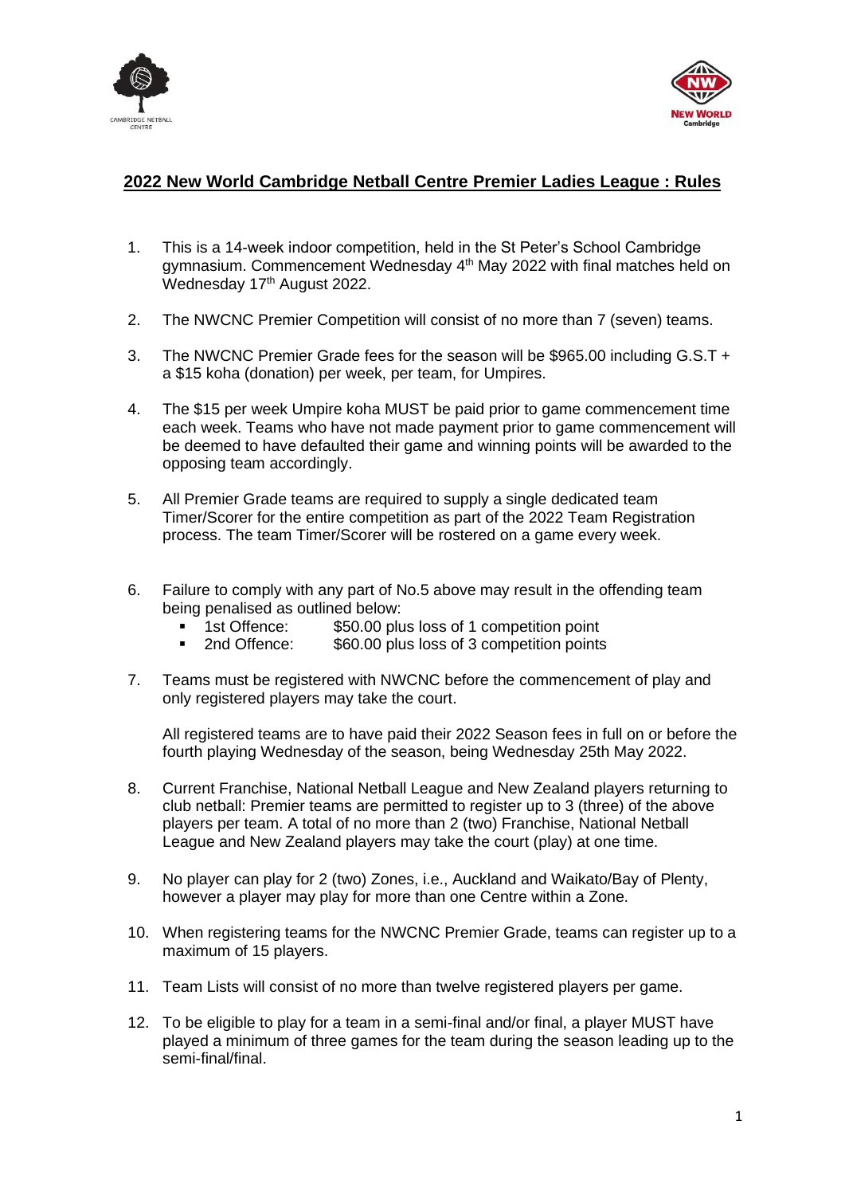# 2022 New World Cambridge Netball Centre Premier Ladies League : Rules

1. This is a 14-week indoor competition, held in the St Peter's School Cambridge gymnasium. Commencement Wednesday 4th May 2022 with final matches held on Wednesday 17th August 2022.

2. The NWCNC Premier Competition will consist of no more than 7 (seven) teams.

3. The NWCNC Premier Grade fees for the season will be $965.00 including G.S.T + a $15 koha (donation) per week, per team, for Umpires.

4. The $15 per week Umpire koha MUST be paid prior to game commencement time each week. Teams who have not made payment prior to game commencement will be deemed to have defaulted their game and winning points will be awarded to the opposing team accordingly.

5. All Premier Grade teams are required to supply a single dedicated team Timer/Scorer for the entire competition as part of the 2022 Team Registration process. The team Timer/Scorer will be rostered on a game every week.

6. Failure to comply with any part of No.5 above may result in the offending team being penalised as outlined below:
   - 1st Offence: $50.00 plus loss of 1 competition point
   - 2nd Offence: $60.00 plus loss of 3 competition points

7. Teams must be registered with NWCNC before the commencement of play and only registered players may take the court.

   All registered teams are to have paid their 2022 Season fees in full on or before the fourth playing Wednesday of the season, being Wednesday 25th May 2022.

8. Current Franchise, National Netball League and New Zealand players returning to club netball: Premier teams are permitted to register up to 3 (three) of the above players per team. A total of no more than 2 (two) Franchise, National Netball League and New Zealand players may take the court (play) at one time.

9. No player can play for 2 (two) Zones, i.e., Auckland and Waikato/Bay of Plenty, however a player may play for more than one Centre within a Zone.

10. When registering teams for the NWCNC Premier Grade, teams can register up to a maximum of 15 players.

11. Team Lists will consist of no more than twelve registered players per game.

12. To be eligible to play for a team in a semi-final and/or final, a player MUST have played a minimum of three games for the team during the season leading up to the semi-final/final.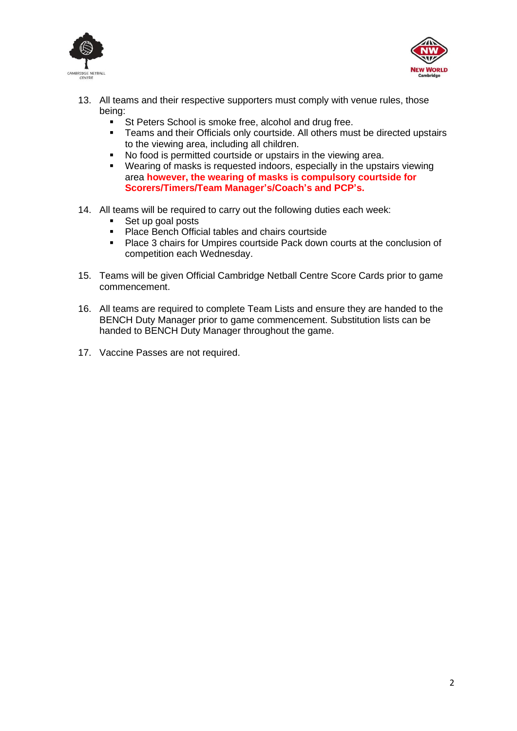13. All teams and their respective supporters must comply with venue rules, those being:
    - St Peters School is smoke free, alcohol and drug free.
    - Teams and their Officials only courtside. All others must be directed upstairs to the viewing area, including all children.
    - No food is permitted courtside or upstairs in the viewing area.
    - Wearing of masks is requested indoors, especially in the upstairs viewing area **however, the wearing of masks is compulsory courtside for Scorers/Timers/Team Manager's/Coach's and PCP's.**

14. All teams will be required to carry out the following duties each week:
    - Set up goal posts
    - Place Bench Official tables and chairs courtside
    - Place 3 chairs for Umpires courtside Pack down courts at the conclusion of competition each Wednesday.

15. Teams will be given Official Cambridge Netball Centre Score Cards prior to game commencement.

16. All teams are required to complete Team Lists and ensure they are handed to the BENCH Duty Manager prior to game commencement. Substitution lists can be handed to BENCH Duty Manager throughout the game.

17. Vaccine Passes are not required.